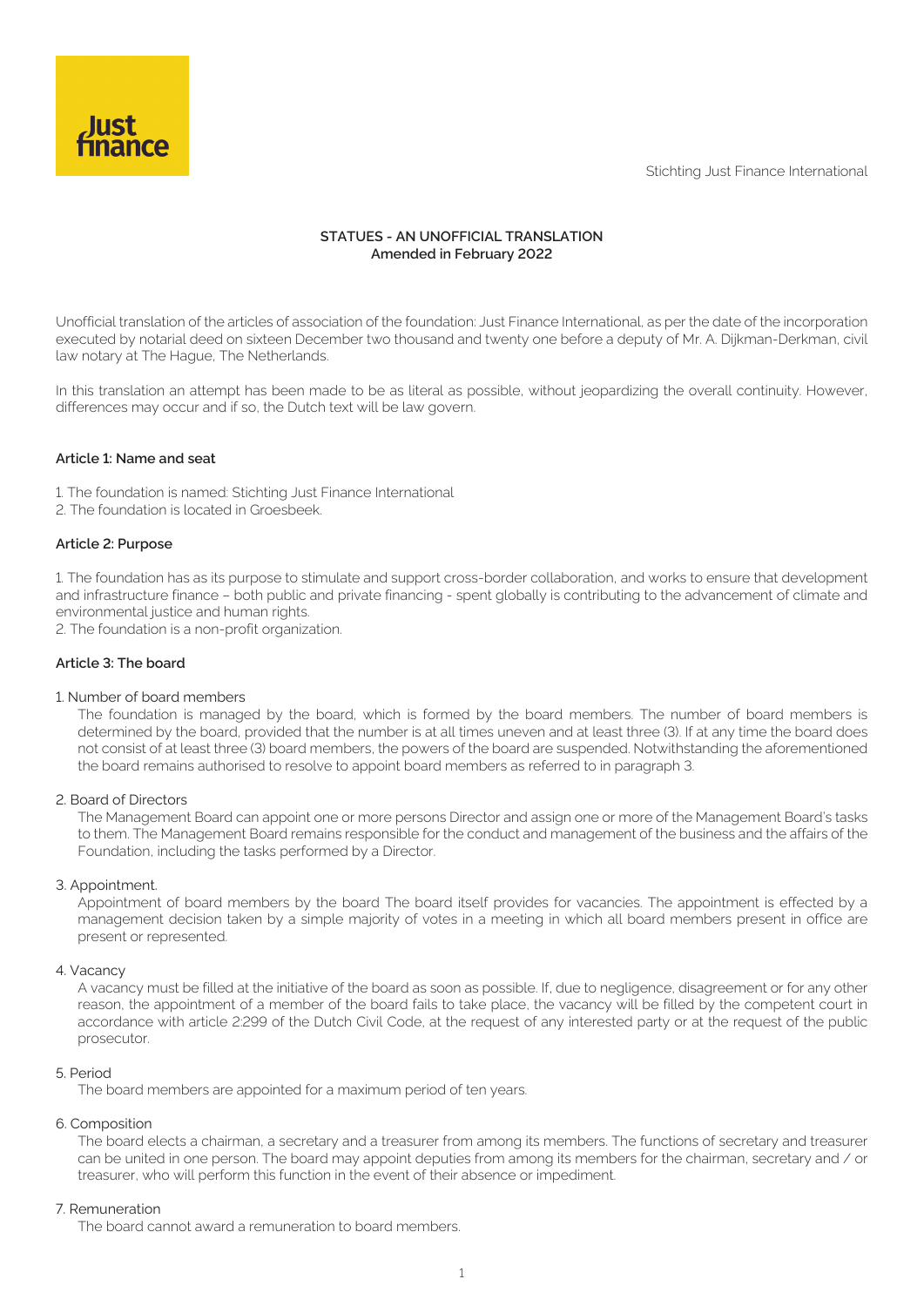Stichting Just Finance International

**STATUES - AN UNOFFICIAL TRANSLATION**
**Amended in February 2022**

Unofficial translation of the articles of association of the foundation: Just Finance International, as per the date of the incorporation executed by notarial deed on sixteen December two thousand and twenty one before a deputy of Mr. A. Dijkman-Derkman, civil law notary at The Hague, The Netherlands.

In this translation an attempt has been made to be as literal as possible, without jeopardizing the overall continuity. However, differences may occur and if so, the Dutch text will be law govern.

**Article 1: Name and seat**

1. The foundation is named: Stichting Just Finance International
2. The foundation is located in Groesbeek.

**Article 2: Purpose**

1. The foundation has as its purpose to stimulate and support cross-border collaboration, and works to ensure that development and infrastructure finance – both public and private financing - spent globally is contributing to the advancement of climate and environmental justice and human rights.
2. The foundation is a non-profit organization.

**Article 3: The board**

1. Number of board members

   The foundation is managed by the board, which is formed by the board members. The number of board members is determined by the board, provided that the number is at all times uneven and at least three (3). If at any time the board does not consist of at least three (3) board members, the powers of the board are suspended. Notwithstanding the aforementioned the board remains authorised to resolve to appoint board members as referred to in paragraph 3.

2. Board of Directors

   The Management Board can appoint one or more persons Director and assign one or more of the Management Board's tasks to them. The Management Board remains responsible for the conduct and management of the business and the affairs of the Foundation, including the tasks performed by a Director.

3. Appointment.

   Appointment of board members by the board The board itself provides for vacancies. The appointment is effected by a management decision taken by a simple majority of votes in a meeting in which all board members present in office are present or represented.

4. Vacancy

   A vacancy must be filled at the initiative of the board as soon as possible. If, due to negligence, disagreement or for any other reason, the appointment of a member of the board fails to take place, the vacancy will be filled by the competent court in accordance with article 2:299 of the Dutch Civil Code, at the request of any interested party or at the request of the public prosecutor.

5. Period

   The board members are appointed for a maximum period of ten years.

6. Composition

   The board elects a chairman, a secretary and a treasurer from among its members. The functions of secretary and treasurer can be united in one person. The board may appoint deputies from among its members for the chairman, secretary and / or treasurer, who will perform this function in the event of their absence or impediment.

7. Remuneration

   The board cannot award a remuneration to board members.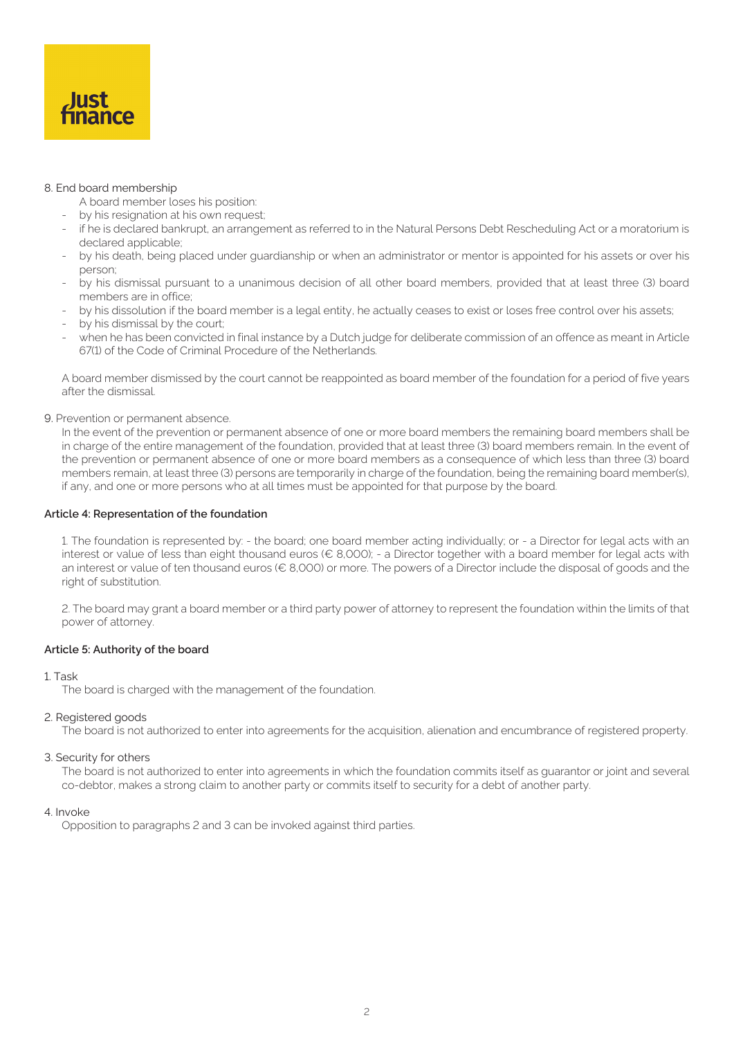8. End board membership

   A board member loses his position:

   - by his resignation at his own request;
   - if he is declared bankrupt, an arrangement as referred to in the Natural Persons Debt Rescheduling Act or a moratorium is declared applicable;
   - by his death, being placed under guardianship or when an administrator or mentor is appointed for his assets or over his person;
   - by his dismissal pursuant to a unanimous decision of all other board members, provided that at least three (3) board members are in office;
   - by his dissolution if the board member is a legal entity, he actually ceases to exist or loses free control over his assets;
   - by his dismissal by the court;
   - when he has been convicted in final instance by a Dutch judge for deliberate commission of an offence as meant in Article 67(1) of the Code of Criminal Procedure of the Netherlands.

   A board member dismissed by the court cannot be reappointed as board member of the foundation for a period of five years after the dismissal.

9. Prevention or permanent absence.

   In the event of the prevention or permanent absence of one or more board members the remaining board members shall be in charge of the entire management of the foundation, provided that at least three (3) board members remain. In the event of the prevention or permanent absence of one or more board members as a consequence of which less than three (3) board members remain, at least three (3) persons are temporarily in charge of the foundation, being the remaining board member(s), if any, and one or more persons who at all times must be appointed for that purpose by the board.

### Article 4: Representation of the foundation

1. The foundation is represented by: - the board; one board member acting individually; or - a Director for legal acts with an interest or value of less than eight thousand euros (€ 8,000); - a Director together with a board member for legal acts with an interest or value of ten thousand euros (€ 8,000) or more. The powers of a Director include the disposal of goods and the right of substitution.

2. The board may grant a board member or a third party power of attorney to represent the foundation within the limits of that power of attorney.

### Article 5: Authority of the board

1. Task

   The board is charged with the management of the foundation.

2. Registered goods

   The board is not authorized to enter into agreements for the acquisition, alienation and encumbrance of registered property.

3. Security for others

   The board is not authorized to enter into agreements in which the foundation commits itself as guarantor or joint and several co-debtor, makes a strong claim to another party or commits itself to security for a debt of another party.

4. Invoke

   Opposition to paragraphs 2 and 3 can be invoked against third parties.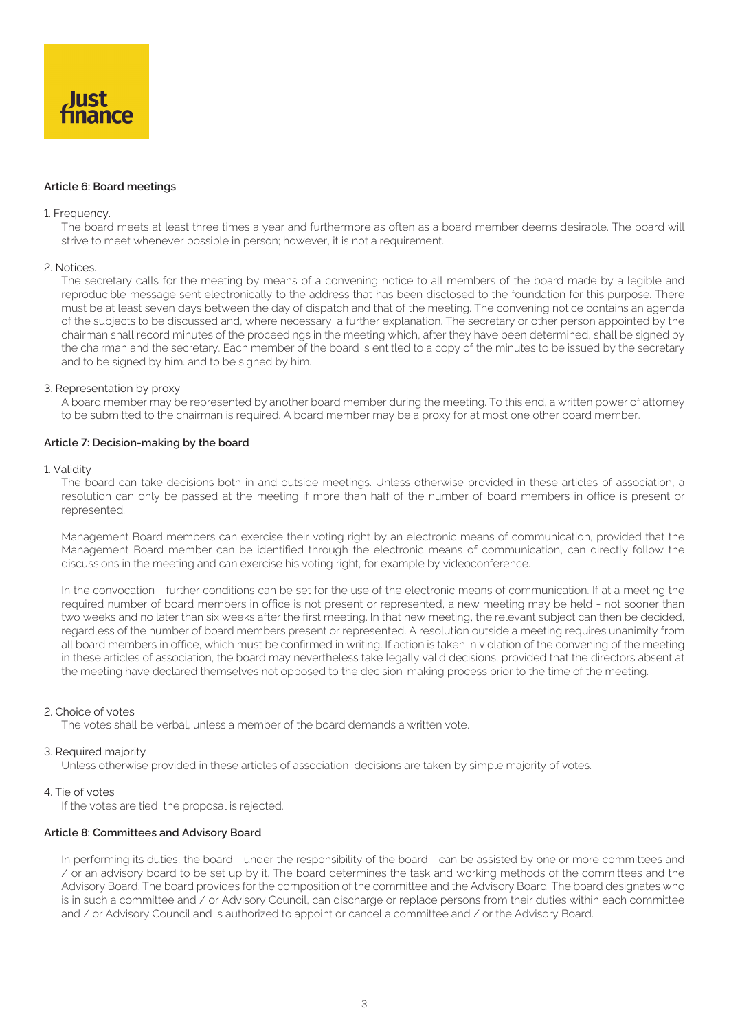**Article 6: Board meetings**

1. Frequency.

   The board meets at least three times a year and furthermore as often as a board member deems desirable. The board will strive to meet whenever possible in person; however, it is not a requirement.

2. Notices.

   The secretary calls for the meeting by means of a convening notice to all members of the board made by a legible and reproducible message sent electronically to the address that has been disclosed to the foundation for this purpose. There must be at least seven days between the day of dispatch and that of the meeting. The convening notice contains an agenda of the subjects to be discussed and, where necessary, a further explanation. The secretary or other person appointed by the chairman shall record minutes of the proceedings in the meeting which, after they have been determined, shall be signed by the chairman and the secretary. Each member of the board is entitled to a copy of the minutes to be issued by the secretary and to be signed by him. and to be signed by him.

3. Representation by proxy

   A board member may be represented by another board member during the meeting. To this end, a written power of attorney to be submitted to the chairman is required. A board member may be a proxy for at most one other board member.

**Article 7: Decision-making by the board**

1. Validity

   The board can take decisions both in and outside meetings. Unless otherwise provided in these articles of association, a resolution can only be passed at the meeting if more than half of the number of board members in office is present or represented.

   Management Board members can exercise their voting right by an electronic means of communication, provided that the Management Board member can be identified through the electronic means of communication, can directly follow the discussions in the meeting and can exercise his voting right, for example by videoconference.

   In the convocation - further conditions can be set for the use of the electronic means of communication. If at a meeting the required number of board members in office is not present or represented, a new meeting may be held - not sooner than two weeks and no later than six weeks after the first meeting. In that new meeting, the relevant subject can then be decided, regardless of the number of board members present or represented. A resolution outside a meeting requires unanimity from all board members in office, which must be confirmed in writing. If action is taken in violation of the convening of the meeting in these articles of association, the board may nevertheless take legally valid decisions, provided that the directors absent at the meeting have declared themselves not opposed to the decision-making process prior to the time of the meeting.

2. Choice of votes

   The votes shall be verbal, unless a member of the board demands a written vote.

3. Required majority

   Unless otherwise provided in these articles of association, decisions are taken by simple majority of votes.

4. Tie of votes

   If the votes are tied, the proposal is rejected.

**Article 8: Committees and Advisory Board**

In performing its duties, the board - under the responsibility of the board - can be assisted by one or more committees and / or an advisory board to be set up by it. The board determines the task and working methods of the committees and the Advisory Board. The board provides for the composition of the committee and the Advisory Board. The board designates who is in such a committee and / or Advisory Council, can discharge or replace persons from their duties within each committee and / or Advisory Council and is authorized to appoint or cancel a committee and / or the Advisory Board.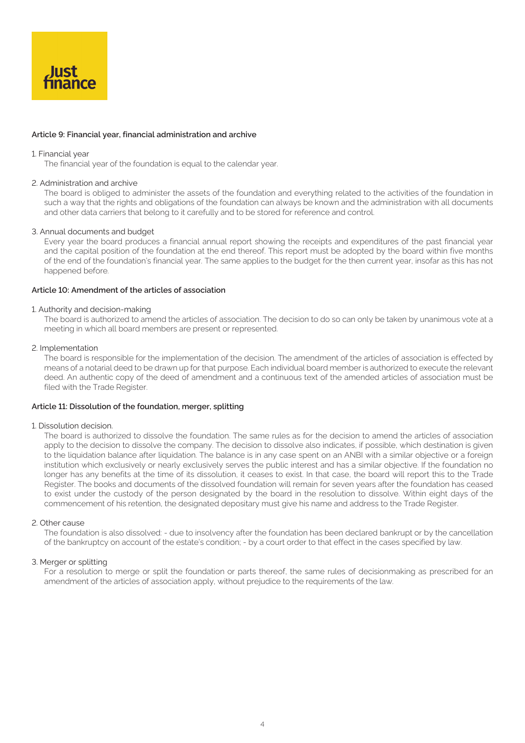### Article 9: Financial year, financial administration and archive

1. Financial year

   The financial year of the foundation is equal to the calendar year.

2. Administration and archive

   The board is obliged to administer the assets of the foundation and everything related to the activities of the foundation in such a way that the rights and obligations of the foundation can always be known and the administration with all documents and other data carriers that belong to it carefully and to be stored for reference and control.

3. Annual documents and budget

   Every year the board produces a financial annual report showing the receipts and expenditures of the past financial year and the capital position of the foundation at the end thereof. This report must be adopted by the board within five months of the end of the foundation's financial year. The same applies to the budget for the then current year, insofar as this has not happened before.

### Article 10: Amendment of the articles of association

1. Authority and decision-making

   The board is authorized to amend the articles of association. The decision to do so can only be taken by unanimous vote at a meeting in which all board members are present or represented.

2. Implementation

   The board is responsible for the implementation of the decision. The amendment of the articles of association is effected by means of a notarial deed to be drawn up for that purpose. Each individual board member is authorized to execute the relevant deed. An authentic copy of the deed of amendment and a continuous text of the amended articles of association must be filed with the Trade Register.

### Article 11: Dissolution of the foundation, merger, splitting

1. Dissolution decision.

   The board is authorized to dissolve the foundation. The same rules as for the decision to amend the articles of association apply to the decision to dissolve the company. The decision to dissolve also indicates, if possible, which destination is given to the liquidation balance after liquidation. The balance is in any case spent on an ANBI with a similar objective or a foreign institution which exclusively or nearly exclusively serves the public interest and has a similar objective. If the foundation no longer has any benefits at the time of its dissolution, it ceases to exist. In that case, the board will report this to the Trade Register. The books and documents of the dissolved foundation will remain for seven years after the foundation has ceased to exist under the custody of the person designated by the board in the resolution to dissolve. Within eight days of the commencement of his retention, the designated depositary must give his name and address to the Trade Register.

2. Other cause

   The foundation is also dissolved: - due to insolvency after the foundation has been declared bankrupt or by the cancellation of the bankruptcy on account of the estate's condition; - by a court order to that effect in the cases specified by law.

3. Merger or splitting

   For a resolution to merge or split the foundation or parts thereof, the same rules of decisionmaking as prescribed for an amendment of the articles of association apply, without prejudice to the requirements of the law.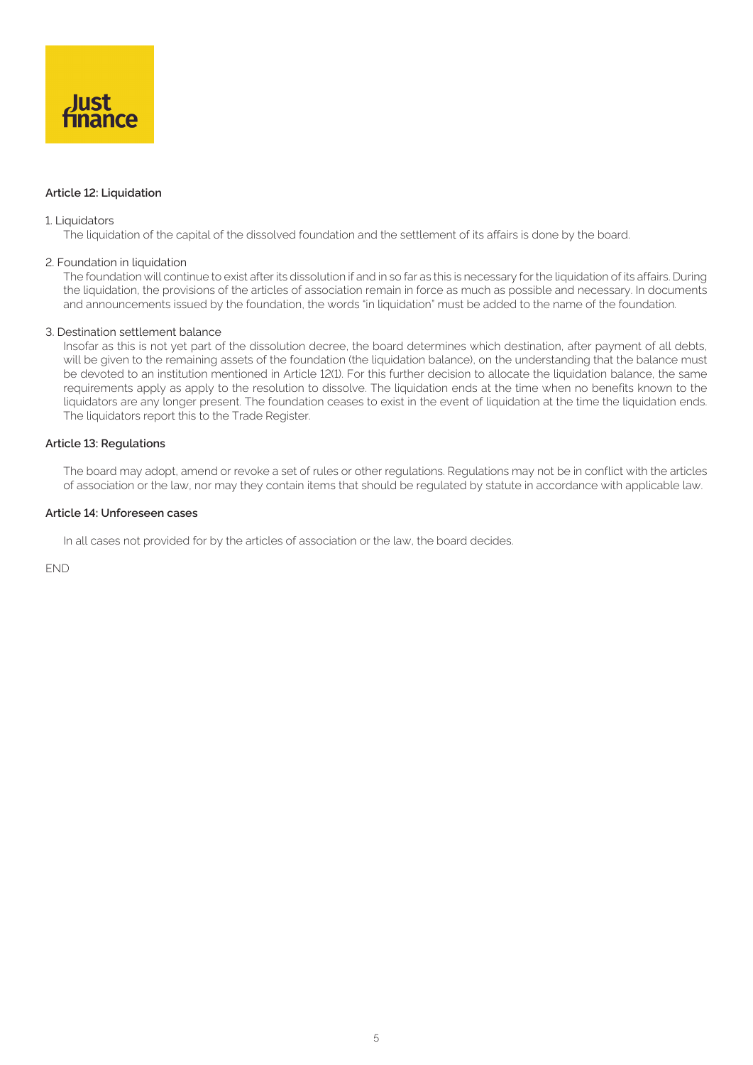### Article 12: Liquidation

1. Liquidators

The liquidation of the capital of the dissolved foundation and the settlement of its affairs is done by the board.

2. Foundation in liquidation

The foundation will continue to exist after its dissolution if and in so far as this is necessary for the liquidation of its affairs. During the liquidation, the provisions of the articles of association remain in force as much as possible and necessary. In documents and announcements issued by the foundation, the words "in liquidation" must be added to the name of the foundation.

3. Destination settlement balance

Insofar as this is not yet part of the dissolution decree, the board determines which destination, after payment of all debts, will be given to the remaining assets of the foundation (the liquidation balance), on the understanding that the balance must be devoted to an institution mentioned in Article 12(1). For this further decision to allocate the liquidation balance, the same requirements apply as apply to the resolution to dissolve. The liquidation ends at the time when no benefits known to the liquidators are any longer present. The foundation ceases to exist in the event of liquidation at the time the liquidation ends. The liquidators report this to the Trade Register.

### Article 13: Regulations

The board may adopt, amend or revoke a set of rules or other regulations. Regulations may not be in conflict with the articles of association or the law, nor may they contain items that should be regulated by statute in accordance with applicable law.

### Article 14: Unforeseen cases

In all cases not provided for by the articles of association or the law, the board decides.

END